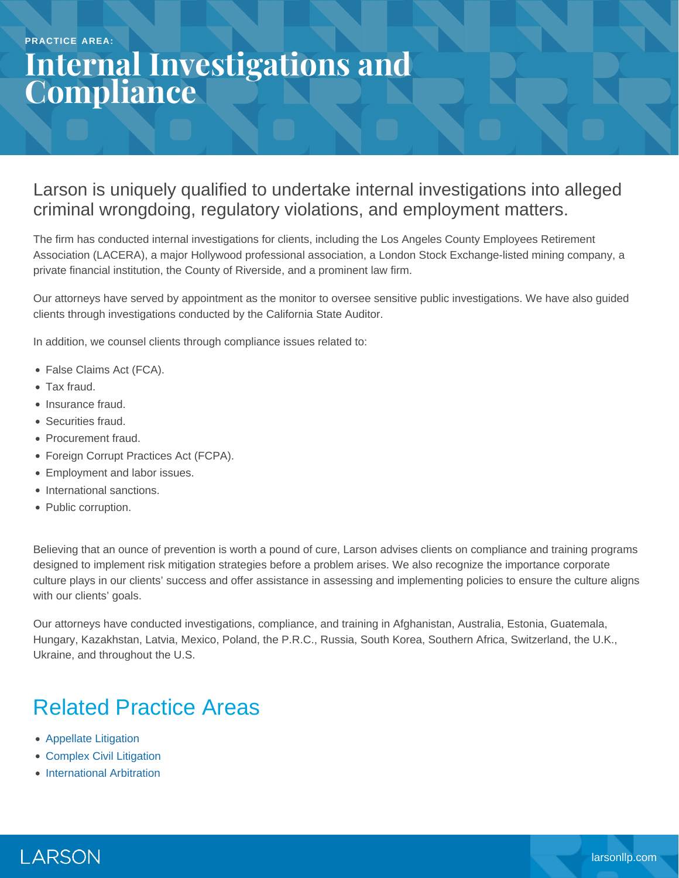PRACTICE AREA:

# Internal Investigations and Compliance

## Larson is uniquely qualified to undertake internal investigations into alleged criminal wrongdoing, regulatory violations, and employment matters.

The firm has conducted internal investigations for clients, including the Los Angeles County Employees Retirement Association (LACERA), a major Hollywood professional association, a London Stock Exchange-listed mining company, a private financial institution, the County of Riverside, and a prominent law firm.

Our attorneys have served by appointment as the monitor to oversee sensitive public investigations. We have also guided clients through investigations conducted by the California State Auditor.

In addition, we counsel clients through compliance issues related to:

- False Claims Act (FCA).
- Tax fraud.
- Insurance fraud.
- Securities fraud.
- Procurement fraud.
- Foreign Corrupt Practices Act (FCPA).
- Employment and labor issues.
- International sanctions.
- Public corruption.

Believing that an ounce of prevention is worth a pound of cure, Larson advises clients on compliance and training programs designed to implement risk mitigation strategies before a problem arises. We also recognize the importance corporate culture plays in our clients' success and offer assistance in assessing and implementing policies to ensure the culture aligns with our clients' goals.

Our attorneys have conducted investigations, compliance, and training in Afghanistan, Australia, Estonia, Guatemala, Hungary, Kazakhstan, Latvia, Mexico, Poland, the P.R.C., Russia, South Korea, Southern Africa, Switzerland, the U.K., Ukraine, and throughout the U.S.

## Related Practice Areas

- Appellate Litigation
- Complex Civil Litigation
- International Arbitration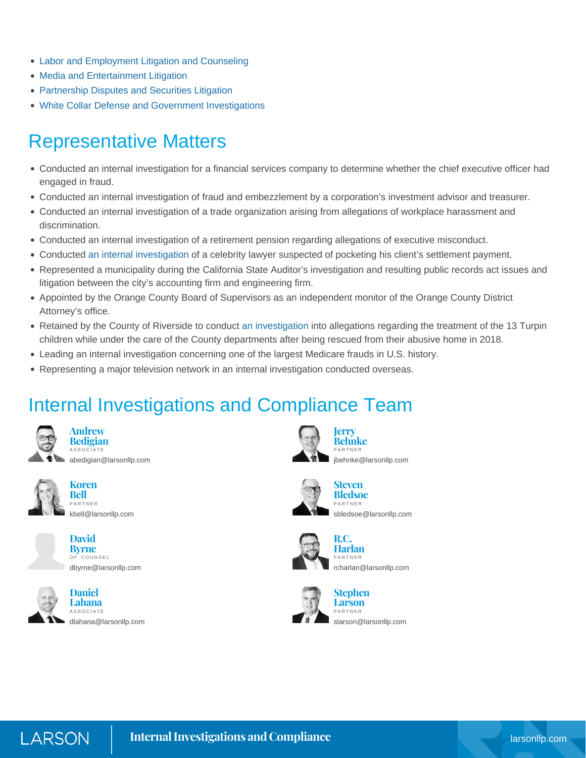- Labor and Employment Litigation and Counseling
- Media and Entertainment Litigation
- Partnership Disputes and Securities Litigation
- White Collar Defense and Government Investigations

## Representative Matters

- Conducted an internal investigation for a financial services company to determine whether the chief executive officer had engaged in fraud.
- Conducted an internal investigation of fraud and embezzlement by a corporation's investment advisor and treasurer.
- Conducted an internal investigation of a trade organization arising from allegations of workplace harassment and discrimination.
- Conducted an internal investigation of a retirement pension regarding allegations of executive misconduct.
- Conducted an internal investigation of a celebrity lawyer suspected of pocketing his client's settlement payment.
- Represented a municipality during the California State Auditor's investigation and resulting public records act issues and litigation between the city's accounting firm and engineering firm.
- Appointed by the Orange County Board of Supervisors as an independent monitor of the Orange County District Attorney's office.
- Retained by the County of Riverside to conduct an investigation into allegations regarding the treatment of the 13 Turpin children while under the care of the County departments after being rescued from their abusive home in 2018.
- Leading an internal investigation concerning one of the largest Medicare frauds in U.S. history.
- Representing a major television network in an internal investigation conducted overseas.

## Internal Investigations and Compliance Team

**Andrew Bedigian**
ASSOCIATE
abedigian@larsonllp.com

**Koren Bell**
PARTNER
kbell@larsonllp.com

**David Byrne**
OF COUNSEL
dbyrne@larsonllp.com

**Daniel Lahana**
ASSOCIATE
dlahana@larsonllp.com

**Jerry Behnke**
PARTNER
jbehnke@larsonllp.com

**Steven Bledsoe**
PARTNER
sbledsoe@larsonllp.com

**R.C. Harlan**
PARTNER
rcharlan@larsonllp.com

**Stephen Larson**
PARTNER
slarson@larsonllp.com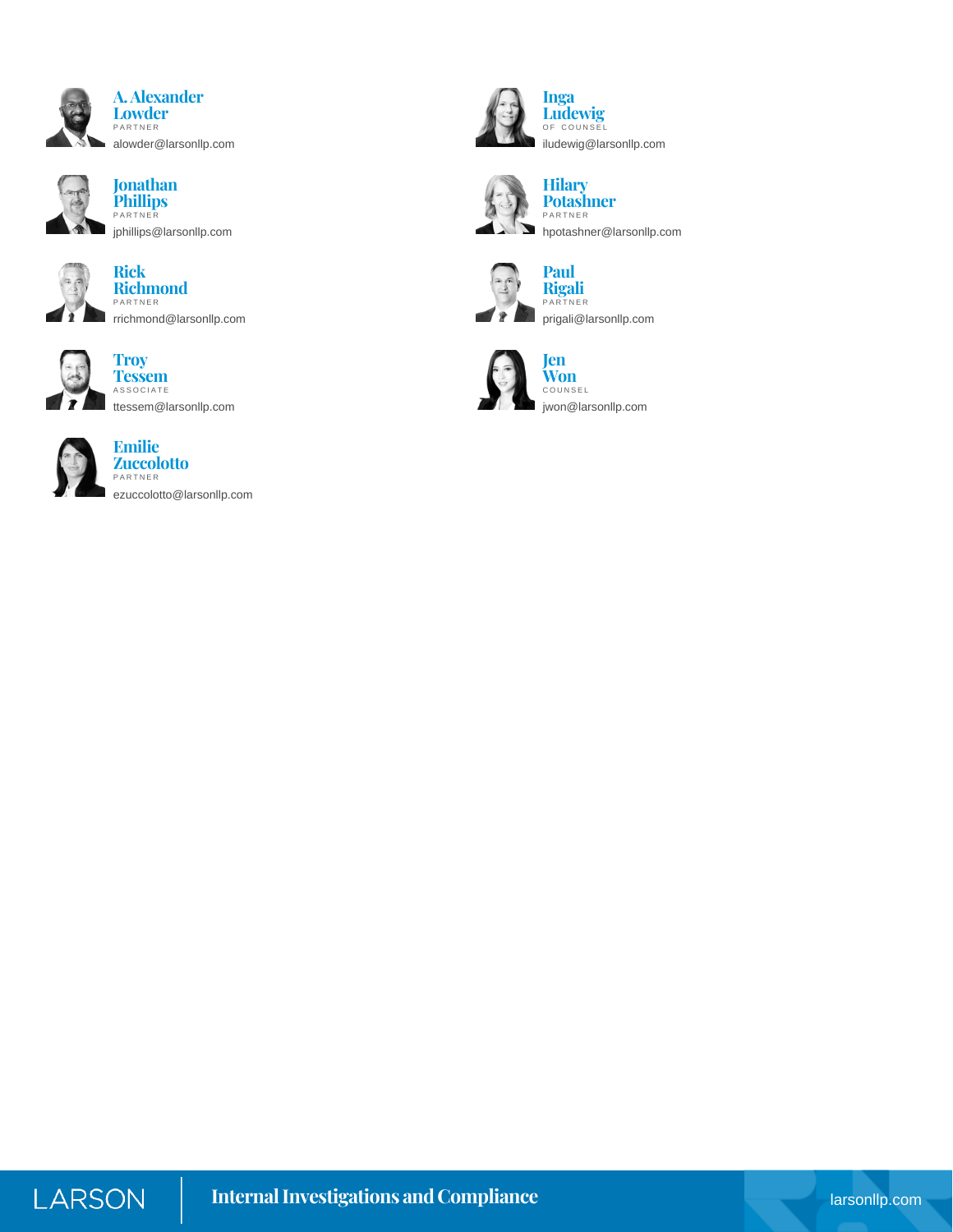**A. Alexander Lowder**
PARTNER
alowder@larsonllp.com

**Jonathan Phillips**
PARTNER
jphillips@larsonllp.com

**Rick Richmond**
PARTNER
rrichmond@larsonllp.com

**Troy Tessem**
ASSOCIATE
ttessem@larsonllp.com

**Emilie Zuccolotto**
PARTNER
ezuccolotto@larsonllp.com

**Inga Ludewig**
OF COUNSEL
iludewig@larsonllp.com

**Hilary Potashner**
PARTNER
hpotashner@larsonllp.com

**Paul Rigali**
PARTNER
prigali@larsonllp.com

**Jen Won**
COUNSEL
jwon@larsonllp.com

LARSON | Internal Investigations and Compliance | larsonllp.com